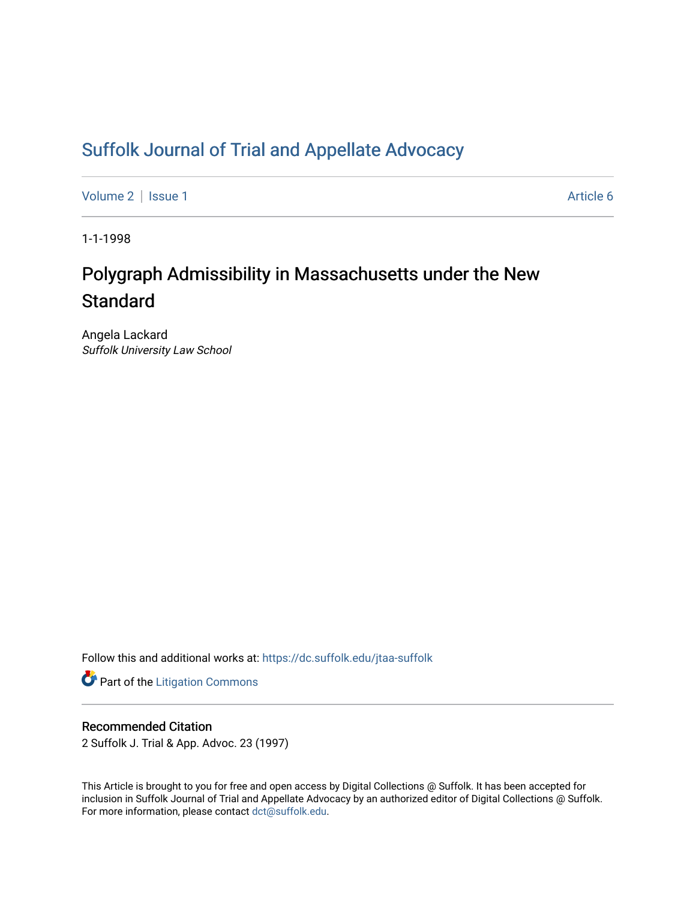# Suffolk Journal of Trial and Appellate Advocacy

Volume 2 | Issue 1 Article 6

1-1-1998

## Polygraph Admissibility in Massachusetts under the New Standard

Angela Lackard
*Suffolk University Law School*

Follow this and additional works at: https://dc.suffolk.edu/jtaa-suffolk

Part of the Litigation Commons

### Recommended Citation

2 Suffolk J. Trial & App. Advoc. 23 (1997)

This Article is brought to you for free and open access by Digital Collections @ Suffolk. It has been accepted for inclusion in Suffolk Journal of Trial and Appellate Advocacy by an authorized editor of Digital Collections @ Suffolk. For more information, please contact dct@suffolk.edu.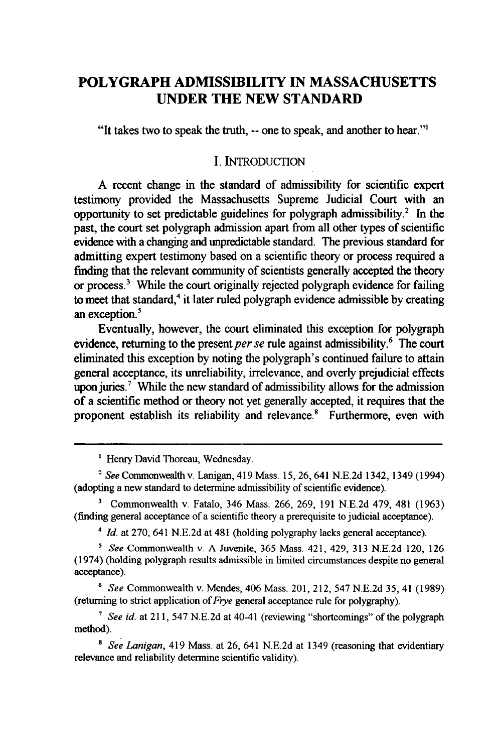# POLYGRAPH ADMISSIBILITY IN MASSACHUSETTS UNDER THE NEW STANDARD

"It takes two to speak the truth, -- one to speak, and another to hear."[1]

## I. INTRODUCTION

A recent change in the standard of admissibility for scientific expert testimony provided the Massachusetts Supreme Judicial Court with an opportunity to set predictable guidelines for polygraph admissibility.[2] In the past, the court set polygraph admission apart from all other types of scientific evidence with a changing and unpredictable standard. The previous standard for admitting expert testimony based on a scientific theory or process required a finding that the relevant community of scientists generally accepted the theory or process.[3] While the court originally rejected polygraph evidence for failing to meet that standard,[4] it later ruled polygraph evidence admissible by creating an exception.[5]

Eventually, however, the court eliminated this exception for polygraph evidence, returning to the present *per se* rule against admissibility.[6] The court eliminated this exception by noting the polygraph's continued failure to attain general acceptance, its unreliability, irrelevance, and overly prejudicial effects upon juries.[7] While the new standard of admissibility allows for the admission of a scientific method or theory not yet generally accepted, it requires that the proponent establish its reliability and relevance.[8] Furthermore, even with

---

[1] Henry David Thoreau, Wednesday.

[2] *See* Commonwealth v. Lanigan, 419 Mass. 15, 26, 641 N.E.2d 1342, 1349 (1994) (adopting a new standard to determine admissibility of scientific evidence).

[3] Commonwealth v. Fatalo, 346 Mass. 266, 269, 191 N.E.2d 479, 481 (1963) (finding general acceptance of a scientific theory a prerequisite to judicial acceptance).

[4] *Id.* at 270, 641 N.E.2d at 481 (holding polygraphy lacks general acceptance).

[5] *See* Commonwealth v. A Juvenile, 365 Mass. 421, 429, 313 N.E.2d 120, 126 (1974) (holding polygraph results admissible in limited circumstances despite no general acceptance).

[6] *See* Commonwealth v. Mendes, 406 Mass. 201, 212, 547 N.E.2d 35, 41 (1989) (returning to strict application of *Frye* general acceptance rule for polygraphy).

[7] *See id.* at 211, 547 N.E.2d at 40-41 (reviewing "shortcomings" of the polygraph method).

[8] *See Lanigan*, 419 Mass. at 26, 641 N.E.2d at 1349 (reasoning that evidentiary relevance and reliability determine scientific validity).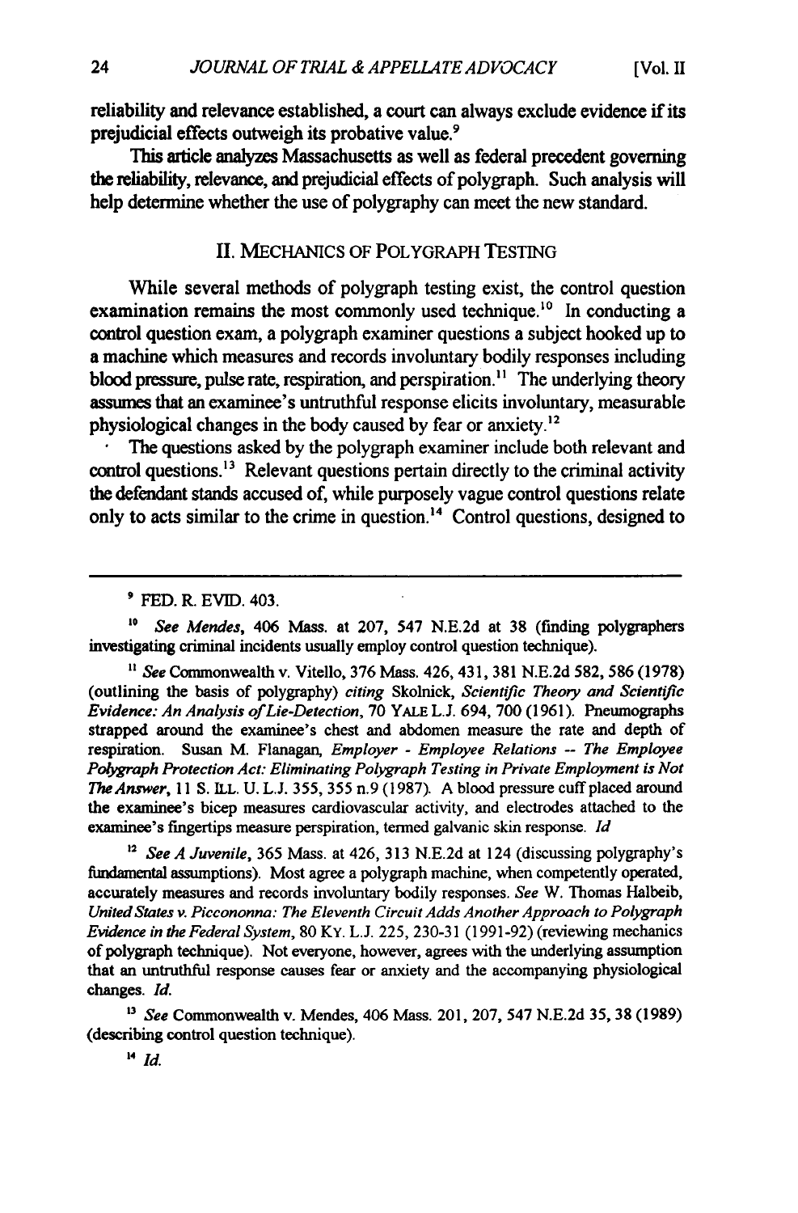reliability and relevance established, a court can always exclude evidence if its prejudicial effects outweigh its probative value.[9]

This article analyzes Massachusetts as well as federal precedent governing the reliability, relevance, and prejudicial effects of polygraph. Such analysis will help determine whether the use of polygraphy can meet the new standard.

## II. MECHANICS OF POLYGRAPH TESTING

While several methods of polygraph testing exist, the control question examination remains the most commonly used technique.[10] In conducting a control question exam, a polygraph examiner questions a subject hooked up to a machine which measures and records involuntary bodily responses including blood pressure, pulse rate, respiration, and perspiration.[11] The underlying theory assumes that an examinee's untruthful response elicits involuntary, measurable physiological changes in the body caused by fear or anxiety.[12]

The questions asked by the polygraph examiner include both relevant and control questions.[13] Relevant questions pertain directly to the criminal activity the defendant stands accused of, while purposely vague control questions relate only to acts similar to the crime in question.[14] Control questions, designed to

---

[9] FED. R. EVID. 403.

[10] *See Mendes*, 406 Mass. at 207, 547 N.E.2d at 38 (finding polygraphers investigating criminal incidents usually employ control question technique).

[11] *See* Commonwealth v. Vitello, 376 Mass. 426, 431, 381 N.E.2d 582, 586 (1978) (outlining the basis of polygraphy) *citing* Skolnick, *Scientific Theory and Scientific Evidence: An Analysis of Lie-Detection*, 70 YALE L.J. 694, 700 (1961). Pneumographs strapped around the examinee's chest and abdomen measure the rate and depth of respiration. Susan M. Flanagan, *Employer - Employee Relations -- The Employee Polygraph Protection Act: Eliminating Polygraph Testing in Private Employment is Not The Answer*, 11 S. ILL. U. L.J. 355, 355 n.9 (1987). A blood pressure cuff placed around the examinee's bicep measures cardiovascular activity, and electrodes attached to the examinee's fingertips measure perspiration, termed galvanic skin response. *Id*

[12] *See A Juvenile*, 365 Mass. at 426, 313 N.E.2d at 124 (discussing polygraphy's fundamental assumptions). Most agree a polygraph machine, when competently operated, accurately measures and records involuntary bodily responses. *See* W. Thomas Halbeib, *United States v. Picconomna: The Eleventh Circuit Adds Another Approach to Polygraph Evidence in the Federal System*, 80 KY. L.J. 225, 230-31 (1991-92) (reviewing mechanics of polygraph technique). Not everyone, however, agrees with the underlying assumption that an untruthful response causes fear or anxiety and the accompanying physiological changes. *Id.*

[13] *See* Commonwealth v. Mendes, 406 Mass. 201, 207, 547 N.E.2d 35, 38 (1989) (describing control question technique).

[14] *Id.*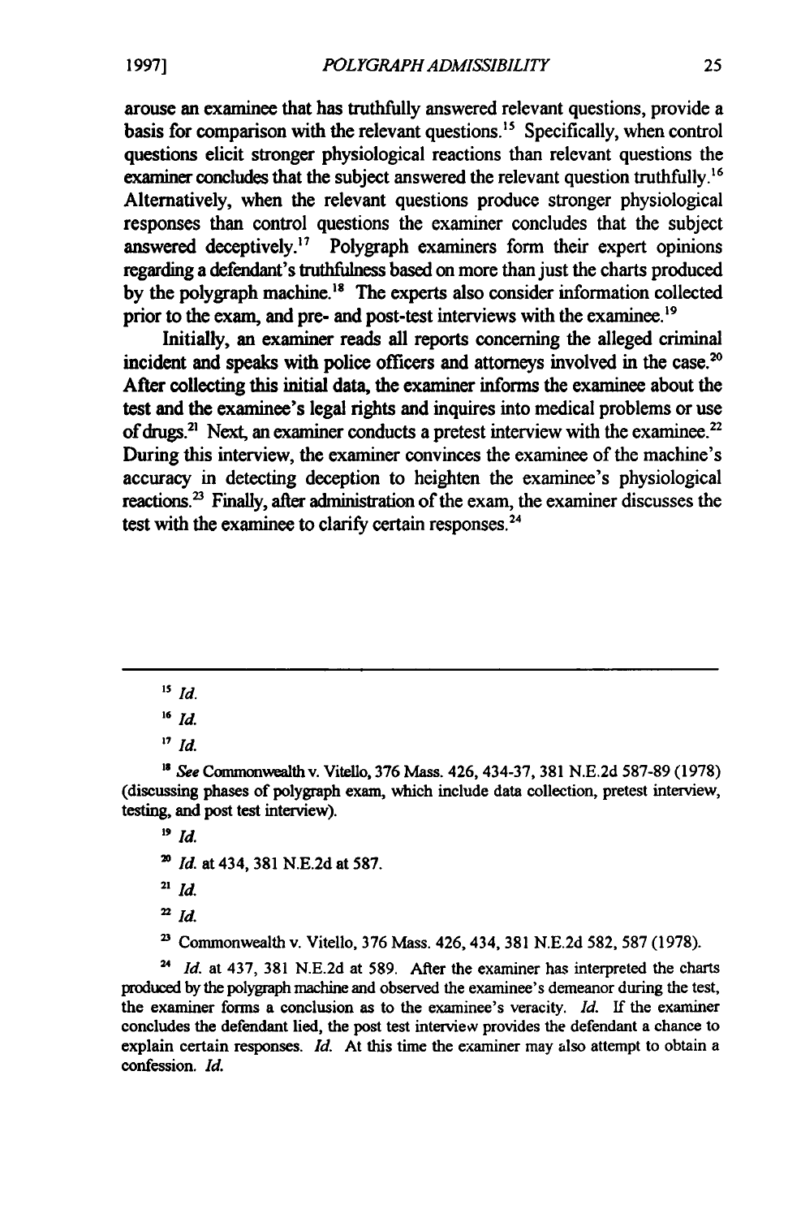arouse an examinee that has truthfully answered relevant questions, provide a basis for comparison with the relevant questions.[15] Specifically, when control questions elicit stronger physiological reactions than relevant questions the examiner concludes that the subject answered the relevant question truthfully.[16] Alternatively, when the relevant questions produce stronger physiological responses than control questions the examiner concludes that the subject answered deceptively.[17] Polygraph examiners form their expert opinions regarding a defendant's truthfulness based on more than just the charts produced by the polygraph machine.[18] The experts also consider information collected prior to the exam, and pre- and post-test interviews with the examinee.[19]

Initially, an examiner reads all reports concerning the alleged criminal incident and speaks with police officers and attorneys involved in the case.[20] After collecting this initial data, the examiner informs the examinee about the test and the examinee's legal rights and inquires into medical problems or use of drugs.[21] Next, an examiner conducts a pretest interview with the examinee.[22] During this interview, the examiner convinces the examinee of the machine's accuracy in detecting deception to heighten the examinee's physiological reactions.[23] Finally, after administration of the exam, the examiner discusses the test with the examinee to clarify certain responses.[24]

---

[15] *Id.*

[16] *Id.*

[17] *Id.*

[18] *See* Commonwealth v. Vitello, 376 Mass. 426, 434-37, 381 N.E.2d 587-89 (1978) (discussing phases of polygraph exam, which include data collection, pretest interview, testing, and post test interview).

[19] *Id.*

[20] *Id.* at 434, 381 N.E.2d at 587.

[21] *Id.*

[22] *Id.*

[23] Commonwealth v. Vitello, 376 Mass. 426, 434, 381 N.E.2d 582, 587 (1978).

[24] *Id.* at 437, 381 N.E.2d at 589. After the examiner has interpreted the charts produced by the polygraph machine and observed the examinee's demeanor during the test, the examiner forms a conclusion as to the examinee's veracity. *Id.* If the examiner concludes the defendant lied, the post test interview provides the defendant a chance to explain certain responses. *Id.* At this time the examiner may also attempt to obtain a confession. *Id.*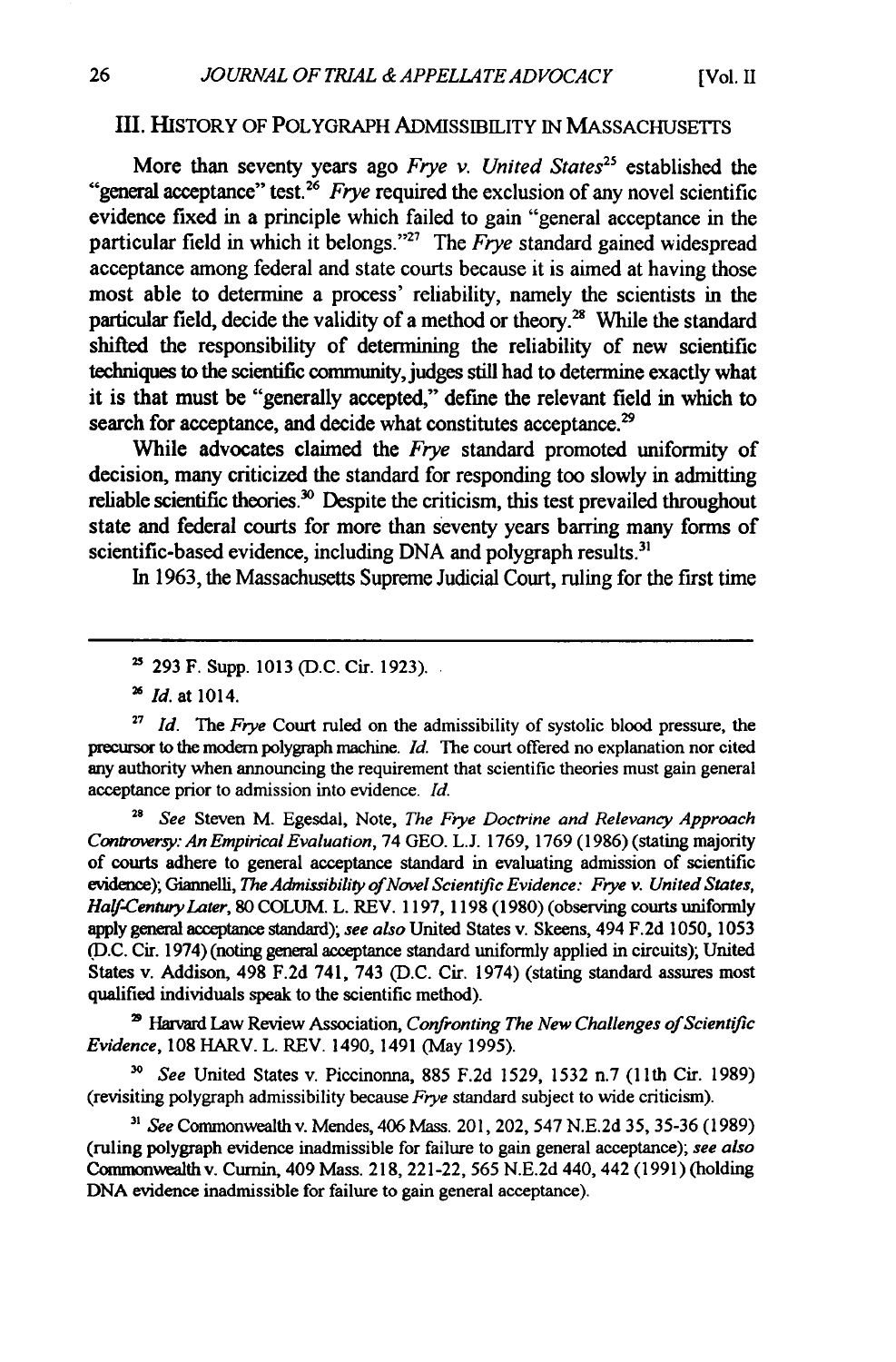## III. HISTORY OF POLYGRAPH ADMISSIBILITY IN MASSACHUSETTS

More than seventy years ago *Frye v. United States*[25] established the "general acceptance" test.[26] *Frye* required the exclusion of any novel scientific evidence fixed in a principle which failed to gain "general acceptance in the particular field in which it belongs."[27] The *Frye* standard gained widespread acceptance among federal and state courts because it is aimed at having those most able to determine a process' reliability, namely the scientists in the particular field, decide the validity of a method or theory.[28] While the standard shifted the responsibility of determining the reliability of new scientific techniques to the scientific community, judges still had to determine exactly what it is that must be "generally accepted," define the relevant field in which to search for acceptance, and decide what constitutes acceptance.[29]

While advocates claimed the *Frye* standard promoted uniformity of decision, many criticized the standard for responding too slowly in admitting reliable scientific theories.[30] Despite the criticism, this test prevailed throughout state and federal courts for more than seventy years barring many forms of scientific-based evidence, including DNA and polygraph results.[31]

In 1963, the Massachusetts Supreme Judicial Court, ruling for the first time

---

[25] 293 F. Supp. 1013 (D.C. Cir. 1923).

[26] *Id.* at 1014.

[27] *Id.* The *Frye* Court ruled on the admissibility of systolic blood pressure, the precursor to the modern polygraph machine. *Id.* The court offered no explanation nor cited any authority when announcing the requirement that scientific theories must gain general acceptance prior to admission into evidence. *Id.*

[28] *See* Steven M. Egesdal, Note, *The Frye Doctrine and Relevancy Approach Controversy: An Empirical Evaluation*, 74 GEO. L.J. 1769, 1769 (1986) (stating majority of courts adhere to general acceptance standard in evaluating admission of scientific evidence); Giannelli, *The Admissibility of Novel Scientific Evidence: Frye v. United States, Half-Century Later*, 80 COLUM. L. REV. 1197, 1198 (1980) (observing courts uniformly apply general acceptance standard); *see also* United States v. Skeens, 494 F.2d 1050, 1053 (D.C. Cir. 1974) (noting general acceptance standard uniformly applied in circuits); United States v. Addison, 498 F.2d 741, 743 (D.C. Cir. 1974) (stating standard assures most qualified individuals speak to the scientific method).

[29] Harvard Law Review Association, *Confronting The New Challenges of Scientific Evidence*, 108 HARV. L. REV. 1490, 1491 (May 1995).

[30] *See* United States v. Piccinonna, 885 F.2d 1529, 1532 n.7 (11th Cir. 1989) (revisiting polygraph admissibility because *Frye* standard subject to wide criticism).

[31] *See* Commonwealth v. Mendes, 406 Mass. 201, 202, 547 N.E.2d 35, 35-36 (1989) (ruling polygraph evidence inadmissible for failure to gain general acceptance); *see also* Commonwealth v. Curnin, 409 Mass. 218, 221-22, 565 N.E.2d 440, 442 (1991) (holding DNA evidence inadmissible for failure to gain general acceptance).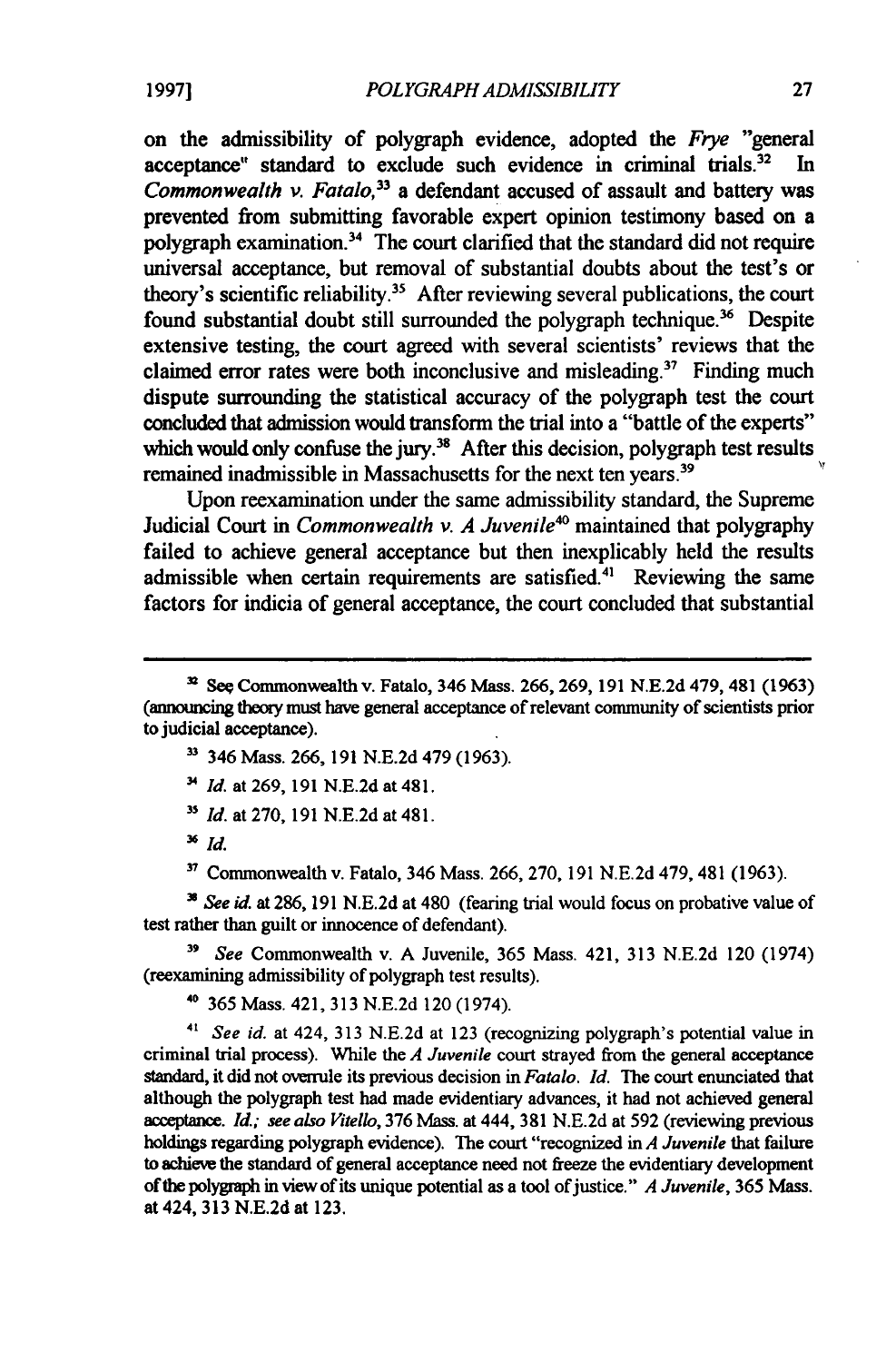on the admissibility of polygraph evidence, adopted the *Frye* "general acceptance" standard to exclude such evidence in criminal trials.[32] In *Commonwealth v. Fatalo*,[33] a defendant accused of assault and battery was prevented from submitting favorable expert opinion testimony based on a polygraph examination.[34] The court clarified that the standard did not require universal acceptance, but removal of substantial doubts about the test's or theory's scientific reliability.[35] After reviewing several publications, the court found substantial doubt still surrounded the polygraph technique.[36] Despite extensive testing, the court agreed with several scientists' reviews that the claimed error rates were both inconclusive and misleading.[37] Finding much dispute surrounding the statistical accuracy of the polygraph test the court concluded that admission would transform the trial into a "battle of the experts" which would only confuse the jury.[38] After this decision, polygraph test results remained inadmissible in Massachusetts for the next ten years.[39]

Upon reexamination under the same admissibility standard, the Supreme Judicial Court in *Commonwealth v. A Juvenile*[40] maintained that polygraphy failed to achieve general acceptance but then inexplicably held the results admissible when certain requirements are satisfied.[41] Reviewing the same factors for indicia of general acceptance, the court concluded that substantial

---

[32] *See* Commonwealth v. Fatalo, 346 Mass. 266, 269, 191 N.E.2d 479, 481 (1963) (announcing theory must have general acceptance of relevant community of scientists prior to judicial acceptance).

[33] 346 Mass. 266, 191 N.E.2d 479 (1963).

[34] *Id.* at 269, 191 N.E.2d at 481.

[35] *Id.* at 270, 191 N.E.2d at 481.

[36] *Id.*

[37] Commonwealth v. Fatalo, 346 Mass. 266, 270, 191 N.E.2d 479, 481 (1963).

[38] *See id.* at 286, 191 N.E.2d at 480 (fearing trial would focus on probative value of test rather than guilt or innocence of defendant).

[39] *See* Commonwealth v. A Juvenile, 365 Mass. 421, 313 N.E.2d 120 (1974) (reexamining admissibility of polygraph test results).

[40] 365 Mass. 421, 313 N.E.2d 120 (1974).

[41] *See id.* at 424, 313 N.E.2d at 123 (recognizing polygraph's potential value in criminal trial process). While the *A Juvenile* court strayed from the general acceptance standard, it did not overrule its previous decision in *Fatalo*. *Id.* The court enunciated that although the polygraph test had made evidentiary advances, it had not achieved general acceptance. *Id.*; *see also Vitello*, 376 Mass. at 444, 381 N.E.2d at 592 (reviewing previous holdings regarding polygraph evidence). The court "recognized in *A Juvenile* that failure to achieve the standard of general acceptance need not freeze the evidentiary development of the polygraph in view of its unique potential as a tool of justice." *A Juvenile*, 365 Mass. at 424, 313 N.E.2d at 123.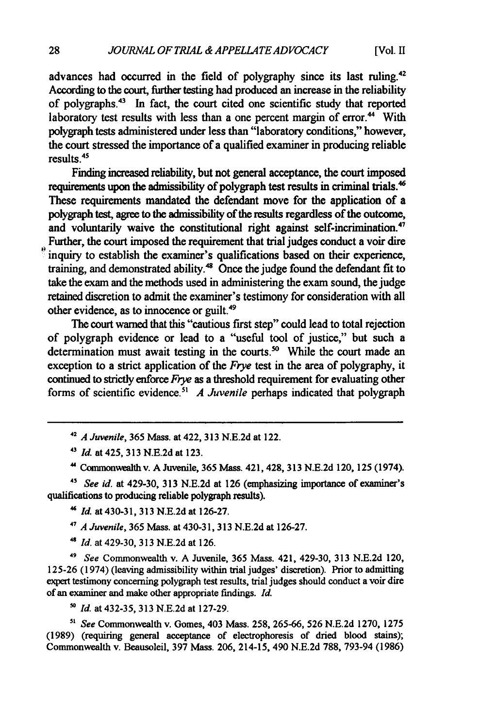advances had occurred in the field of polygraphy since its last ruling.[42] According to the court, further testing had produced an increase in the reliability of polygraphs.[43] In fact, the court cited one scientific study that reported laboratory test results with less than a one percent margin of error.[44] With polygraph tests administered under less than "laboratory conditions," however, the court stressed the importance of a qualified examiner in producing reliable results.[45]

Finding increased reliability, but not general acceptance, the court imposed requirements upon the admissibility of polygraph test results in criminal trials.[46] These requirements mandated the defendant move for the application of a polygraph test, agree to the admissibility of the results regardless of the outcome, and voluntarily waive the constitutional right against self-incrimination.[47] Further, the court imposed the requirement that trial judges conduct a voir dire inquiry to establish the examiner's qualifications based on their experience, training, and demonstrated ability.[48] Once the judge found the defendant fit to take the exam and the methods used in administering the exam sound, the judge retained discretion to admit the examiner's testimony for consideration with all other evidence, as to innocence or guilt.[49]

The court warned that this "cautious first step" could lead to total rejection of polygraph evidence or lead to a "useful tool of justice," but such a determination must await testing in the courts.[50] While the court made an exception to a strict application of the *Frye* test in the area of polygraphy, it continued to strictly enforce *Frye* as a threshold requirement for evaluating other forms of scientific evidence.[51] *A Juvenile* perhaps indicated that polygraph

---

[42] *A Juvenile*, 365 Mass. at 422, 313 N.E.2d at 122.

[43] *Id.* at 425, 313 N.E.2d at 123.

[44] Commonwealth v. A Juvenile, 365 Mass. 421, 428, 313 N.E.2d 120, 125 (1974).

[45] *See id.* at 429-30, 313 N.E.2d at 126 (emphasizing importance of examiner's qualifications to producing reliable polygraph results).

[46] *Id.* at 430-31, 313 N.E.2d at 126-27.

[47] *A Juvenile*, 365 Mass. at 430-31, 313 N.E.2d at 126-27.

[48] *Id.* at 429-30, 313 N.E.2d at 126.

[49] *See* Commonwealth v. A Juvenile, 365 Mass. 421, 429-30, 313 N.E.2d 120, 125-26 (1974) (leaving admissibility within trial judges' discretion). Prior to admitting expert testimony concerning polygraph test results, trial judges should conduct a voir dire of an examiner and make other appropriate findings. *Id.*

[50] *Id.* at 432-35, 313 N.E.2d at 127-29.

[51] *See* Commonwealth v. Gomes, 403 Mass. 258, 265-66, 526 N.E.2d 1270, 1275 (1989) (requiring general acceptance of electrophoresis of dried blood stains); Commonwealth v. Beausoleil, 397 Mass. 206, 214-15, 490 N.E.2d 788, 793-94 (1986)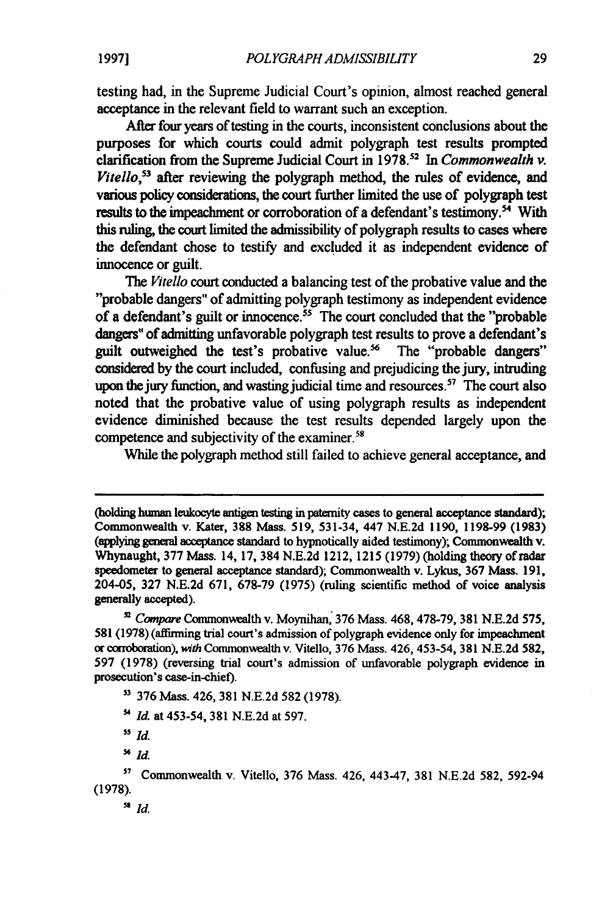testing had, in the Supreme Judicial Court's opinion, almost reached general acceptance in the relevant field to warrant such an exception.

After four years of testing in the courts, inconsistent conclusions about the purposes for which courts could admit polygraph test results prompted clarification from the Supreme Judicial Court in 1978.[52] In *Commonwealth v. Vitello*,[53] after reviewing the polygraph method, the rules of evidence, and various policy considerations, the court further limited the use of polygraph test results to the impeachment or corroboration of a defendant's testimony.[54] With this ruling, the court limited the admissibility of polygraph results to cases where the defendant chose to testify and excluded it as independent evidence of innocence or guilt.

The *Vitello* court conducted a balancing test of the probative value and the "probable dangers" of admitting polygraph testimony as independent evidence of a defendant's guilt or innocence.[55] The court concluded that the "probable dangers" of admitting unfavorable polygraph test results to prove a defendant's guilt outweighed the test's probative value.[56] The "probable dangers" considered by the court included, confusing and prejudicing the jury, intruding upon the jury function, and wasting judicial time and resources.[57] The court also noted that the probative value of using polygraph results as independent evidence diminished because the test results depended largely upon the competence and subjectivity of the examiner.[58]

While the polygraph method still failed to achieve general acceptance, and

---

(holding human leukocyte antigen testing in paternity cases to general acceptance standard); Commonwealth v. Kater, 388 Mass. 519, 531-34, 447 N.E.2d 1190, 1198-99 (1983) (applying general acceptance standard to hypnotically aided testimony); Commonwealth v. Whynaught, 377 Mass. 14, 17, 384 N.E.2d 1212, 1215 (1979) (holding theory of radar speedometer to general acceptance standard); Commonwealth v. Lykus, 367 Mass. 191, 204-05, 327 N.E.2d 671, 678-79 (1975) (ruling scientific method of voice analysis generally accepted).

[52] *Compare* Commonwealth v. Moynihan, 376 Mass. 468, 478-79, 381 N.E.2d 575, 581 (1978) (affirming trial court's admission of polygraph evidence only for impeachment or corroboration), *with* Commonwealth v. Vitello, 376 Mass. 426, 453-54, 381 N.E.2d 582, 597 (1978) (reversing trial court's admission of unfavorable polygraph evidence in prosecution's case-in-chief).

[53] 376 Mass. 426, 381 N.E.2d 582 (1978).

[54] *Id.* at 453-54, 381 N.E.2d at 597.

[55] *Id.*

[56] *Id.*

[57] Commonwealth v. Vitello, 376 Mass. 426, 443-47, 381 N.E.2d 582, 592-94 (1978).

[58] *Id.*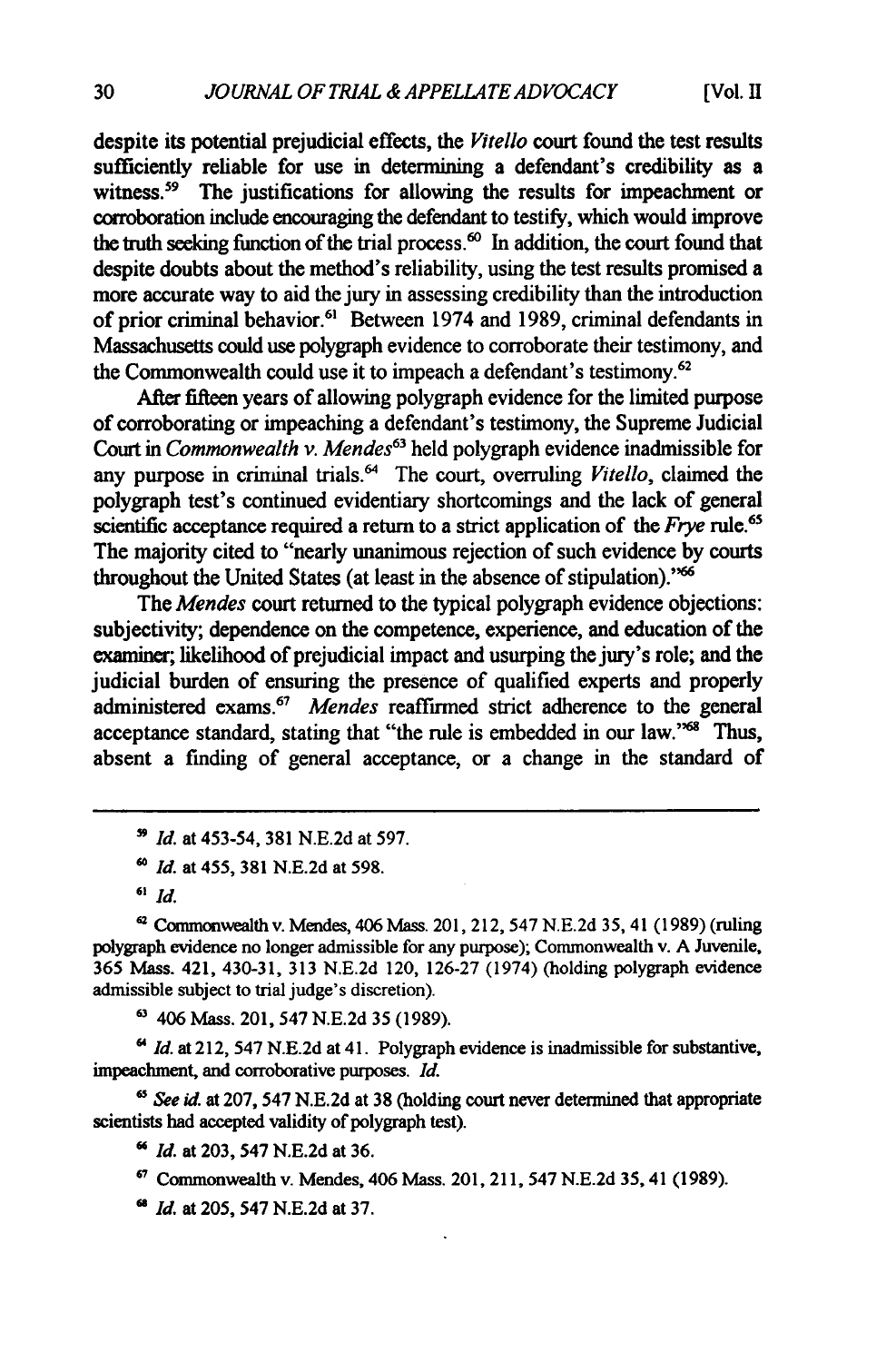despite its potential prejudicial effects, the *Vitello* court found the test results sufficiently reliable for use in determining a defendant's credibility as a witness.[59] The justifications for allowing the results for impeachment or corroboration include encouraging the defendant to testify, which would improve the truth seeking function of the trial process.[60] In addition, the court found that despite doubts about the method's reliability, using the test results promised a more accurate way to aid the jury in assessing credibility than the introduction of prior criminal behavior.[61] Between 1974 and 1989, criminal defendants in Massachusetts could use polygraph evidence to corroborate their testimony, and the Commonwealth could use it to impeach a defendant's testimony.[62]

After fifteen years of allowing polygraph evidence for the limited purpose of corroborating or impeaching a defendant's testimony, the Supreme Judicial Court in *Commonwealth v. Mendes*[63] held polygraph evidence inadmissible for any purpose in criminal trials.[64] The court, overruling *Vitello*, claimed the polygraph test's continued evidentiary shortcomings and the lack of general scientific acceptance required a return to a strict application of the *Frye* rule.[65] The majority cited to "nearly unanimous rejection of such evidence by courts throughout the United States (at least in the absence of stipulation)."[66]

The *Mendes* court returned to the typical polygraph evidence objections: subjectivity; dependence on the competence, experience, and education of the examiner; likelihood of prejudicial impact and usurping the jury's role; and the judicial burden of ensuring the presence of qualified experts and properly administered exams.[67] *Mendes* reaffirmed strict adherence to the general acceptance standard, stating that "the rule is embedded in our law."[68] Thus, absent a finding of general acceptance, or a change in the standard of

---

[59] *Id.* at 453-54, 381 N.E.2d at 597.

[60] *Id.* at 455, 381 N.E.2d at 598.

[61] *Id.*

[62] Commonwealth v. Mendes, 406 Mass. 201, 212, 547 N.E.2d 35, 41 (1989) (ruling polygraph evidence no longer admissible for any purpose); Commonwealth v. A Juvenile, 365 Mass. 421, 430-31, 313 N.E.2d 120, 126-27 (1974) (holding polygraph evidence admissible subject to trial judge's discretion).

[63] 406 Mass. 201, 547 N.E.2d 35 (1989).

[64] *Id.* at 212, 547 N.E.2d at 41. Polygraph evidence is inadmissible for substantive, impeachment, and corroborative purposes. *Id.*

[65] *See id.* at 207, 547 N.E.2d at 38 (holding court never determined that appropriate scientists had accepted validity of polygraph test).

[66] *Id.* at 203, 547 N.E.2d at 36.

[67] Commonwealth v. Mendes, 406 Mass. 201, 211, 547 N.E.2d 35, 41 (1989).

[68] *Id.* at 205, 547 N.E.2d at 37.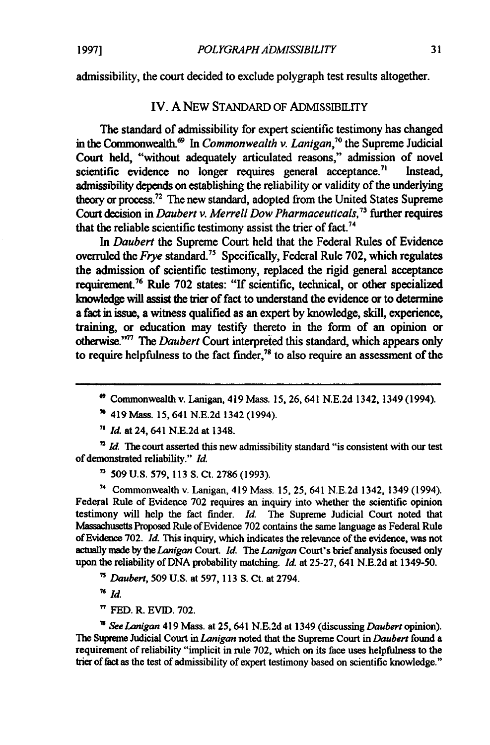admissibility, the court decided to exclude polygraph test results altogether.

## IV. A NEW STANDARD OF ADMISSIBILITY

The standard of admissibility for expert scientific testimony has changed in the Commonwealth.[69] In *Commonwealth v. Lanigan*,[70] the Supreme Judicial Court held, "without adequately articulated reasons," admission of novel scientific evidence no longer requires general acceptance.[71] Instead, admissibility depends on establishing the reliability or validity of the underlying theory or process.[72] The new standard, adopted from the United States Supreme Court decision in *Daubert v. Merrell Dow Pharmaceuticals*,[73] further requires that the reliable scientific testimony assist the trier of fact.[74]

In *Daubert* the Supreme Court held that the Federal Rules of Evidence overruled the *Frye* standard.[75] Specifically, Federal Rule 702, which regulates the admission of scientific testimony, replaced the rigid general acceptance requirement.[76] Rule 702 states: "If scientific, technical, or other specialized knowledge will assist the trier of fact to understand the evidence or to determine a fact in issue, a witness qualified as an expert by knowledge, skill, experience, training, or education may testify thereto in the form of an opinion or otherwise."[77] The *Daubert* Court interpreted this standard, which appears only to require helpfulness to the fact finder,[78] to also require an assessment of the

---

[69] Commonwealth v. Lanigan, 419 Mass. 15, 26, 641 N.E.2d 1342, 1349 (1994).

[70] 419 Mass. 15, 641 N.E.2d 1342 (1994).

[71] *Id.* at 24, 641 N.E.2d at 1348.

[72] *Id.* The court asserted this new admissibility standard "is consistent with our test of demonstrated reliability." *Id.*

[73] 509 U.S. 579, 113 S. Ct. 2786 (1993).

[74] Commonwealth v. Lanigan, 419 Mass. 15, 25, 641 N.E.2d 1342, 1349 (1994). Federal Rule of Evidence 702 requires an inquiry into whether the scientific opinion testimony will help the fact finder. *Id.* The Supreme Judicial Court noted that Massachusetts Proposed Rule of Evidence 702 contains the same language as Federal Rule of Evidence 702. *Id.* This inquiry, which indicates the relevance of the evidence, was not actually made by the *Lanigan* Court. *Id.* The *Lanigan* Court's brief analysis focused only upon the reliability of DNA probability matching. *Id.* at 25-27, 641 N.E.2d at 1349-50.

[75] *Daubert*, 509 U.S. at 597, 113 S. Ct. at 2794.

[76] *Id.*

[77] FED. R. EVID. 702.

[78] *See Lanigan* 419 Mass. at 25, 641 N.E.2d at 1349 (discussing *Daubert* opinion). The Supreme Judicial Court in *Lanigan* noted that the Supreme Court in *Daubert* found a requirement of reliability "implicit in rule 702, which on its face uses helpfulness to the trier of fact as the test of admissibility of expert testimony based on scientific knowledge."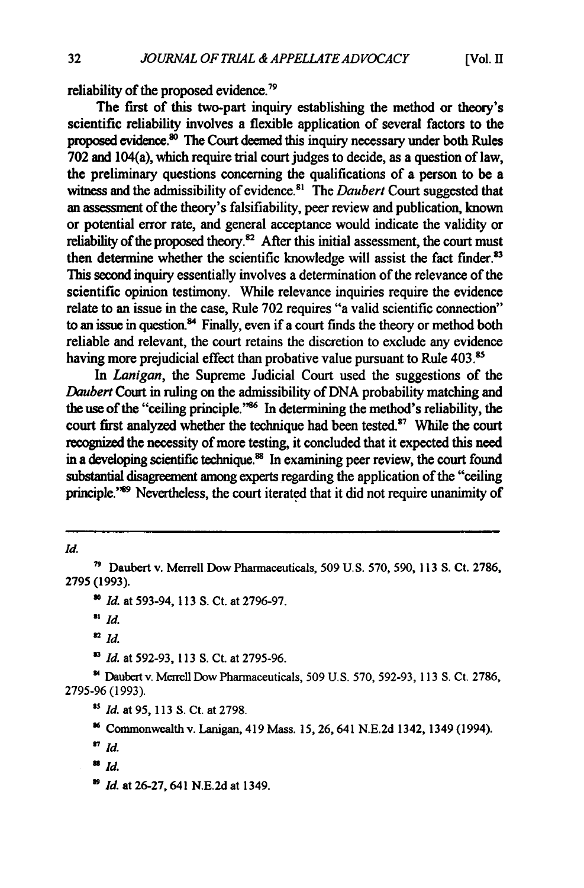reliability of the proposed evidence.[79]

The first of this two-part inquiry establishing the method or theory's scientific reliability involves a flexible application of several factors to the proposed evidence.[80] The Court deemed this inquiry necessary under both Rules 702 and 104(a), which require trial court judges to decide, as a question of law, the preliminary questions concerning the qualifications of a person to be a witness and the admissibility of evidence.[81] The *Daubert* Court suggested that an assessment of the theory's falsifiability, peer review and publication, known or potential error rate, and general acceptance would indicate the validity or reliability of the proposed theory.[82] After this initial assessment, the court must then determine whether the scientific knowledge will assist the fact finder.[83] This second inquiry essentially involves a determination of the relevance of the scientific opinion testimony. While relevance inquiries require the evidence relate to an issue in the case, Rule 702 requires "a valid scientific connection" to an issue in question.[84] Finally, even if a court finds the theory or method both reliable and relevant, the court retains the discretion to exclude any evidence having more prejudicial effect than probative value pursuant to Rule 403.[85]

In *Lanigan*, the Supreme Judicial Court used the suggestions of the *Daubert* Court in ruling on the admissibility of DNA probability matching and the use of the "ceiling principle."[86] In determining the method's reliability, the court first analyzed whether the technique had been tested.[87] While the court recognized the necessity of more testing, it concluded that it expected this need in a developing scientific technique.[88] In examining peer review, the court found substantial disagreement among experts regarding the application of the "ceiling principle."[89] Nevertheless, the court iterated that it did not require unanimity of

---

*Id.*

[79] Daubert v. Merrell Dow Pharmaceuticals, 509 U.S. 570, 590, 113 S. Ct. 2786, 2795 (1993).

[80] *Id.* at 593-94, 113 S. Ct. at 2796-97.

[81] *Id.*

[82] *Id.*

[83] *Id.* at 592-93, 113 S. Ct. at 2795-96.

[84] Daubert v. Merrell Dow Pharmaceuticals, 509 U.S. 570, 592-93, 113 S. Ct. 2786, 2795-96 (1993).

[85] *Id.* at 95, 113 S. Ct. at 2798.

[86] Commonwealth v. Lanigan, 419 Mass. 15, 26, 641 N.E.2d 1342, 1349 (1994).

[87] *Id.*

[88] *Id.*

[89] *Id.* at 26-27, 641 N.E.2d at 1349.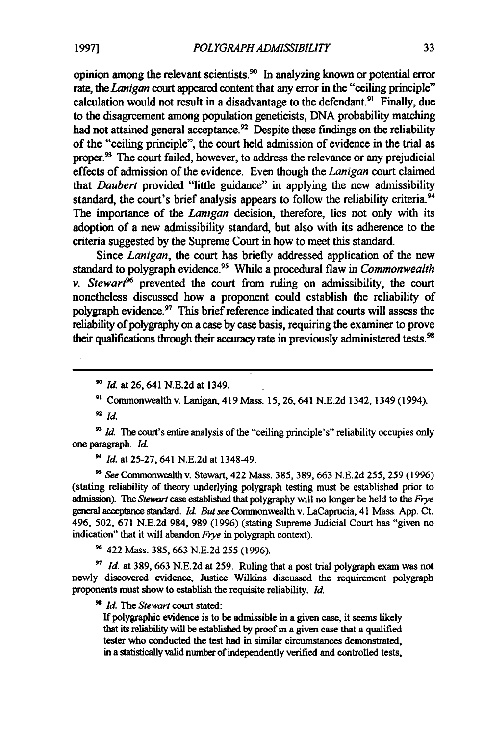opinion among the relevant scientists.[90] In analyzing known or potential error rate, the *Lanigan* court appeared content that any error in the "ceiling principle" calculation would not result in a disadvantage to the defendant.[91] Finally, due to the disagreement among population geneticists, DNA probability matching had not attained general acceptance.[92] Despite these findings on the reliability of the "ceiling principle", the court held admission of evidence in the trial as proper.[93] The court failed, however, to address the relevance or any prejudicial effects of admission of the evidence. Even though the *Lanigan* court claimed that *Daubert* provided "little guidance" in applying the new admissibility standard, the court's brief analysis appears to follow the reliability criteria.[94] The importance of the *Lanigan* decision, therefore, lies not only with its adoption of a new admissibility standard, but also with its adherence to the criteria suggested by the Supreme Court in how to meet this standard.

Since *Lanigan*, the court has briefly addressed application of the new standard to polygraph evidence.[95] While a procedural flaw in *Commonwealth v. Stewart*[96] prevented the court from ruling on admissibility, the court nonetheless discussed how a proponent could establish the reliability of polygraph evidence.[97] This brief reference indicated that courts will assess the reliability of polygraphy on a case by case basis, requiring the examiner to prove their qualifications through their accuracy rate in previously administered tests.[98]

---

[90] *Id.* at 26, 641 N.E.2d at 1349.

[91] Commonwealth v. Lanigan, 419 Mass. 15, 26, 641 N.E.2d 1342, 1349 (1994).

[92] *Id.*

[93] *Id.* The court's entire analysis of the "ceiling principle's" reliability occupies only one paragraph. *Id.*

[94] *Id.* at 25-27, 641 N.E.2d at 1348-49.

[95] *See* Commonwealth v. Stewart, 422 Mass. 385, 389, 663 N.E.2d 255, 259 (1996) (stating reliability of theory underlying polygraph testing must be established prior to admission). The *Stewart* case established that polygraphy will no longer be held to the *Frye* general acceptance standard. *Id. But see* Commonwealth v. LaCaprucia, 41 Mass. App. Ct. 496, 502, 671 N.E.2d 984, 989 (1996) (stating Supreme Judicial Court has "given no indication" that it will abandon *Frye* in polygraph context).

[96] 422 Mass. 385, 663 N.E.2d 255 (1996).

[97] *Id.* at 389, 663 N.E.2d at 259. Ruling that a post trial polygraph exam was not newly discovered evidence, Justice Wilkins discussed the requirement polygraph proponents must show to establish the requisite reliability. *Id.*

[98] *Id.* The *Stewart* court stated:

> If polygraphic evidence is to be admissible in a given case, it seems likely that its reliability will be established by proof in a given case that a qualified tester who conducted the test had in similar circumstances demonstrated, in a statistically valid number of independently verified and controlled tests,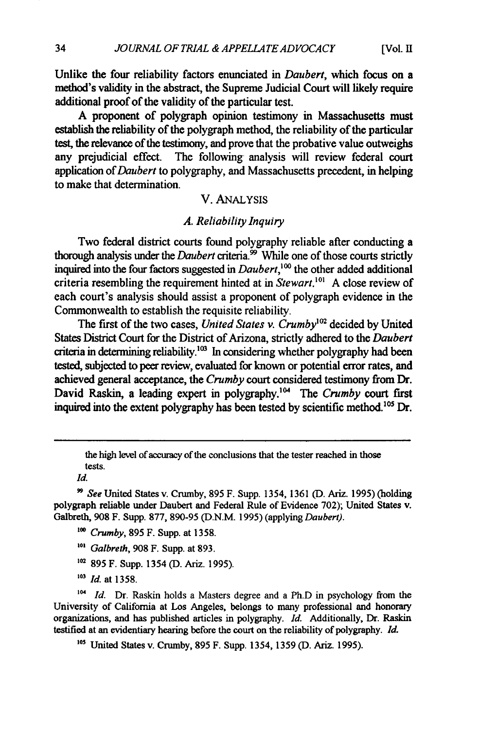Unlike the four reliability factors enunciated in *Daubert*, which focus on a method's validity in the abstract, the Supreme Judicial Court will likely require additional proof of the validity of the particular test.

A proponent of polygraph opinion testimony in Massachusetts must establish the reliability of the polygraph method, the reliability of the particular test, the relevance of the testimony, and prove that the probative value outweighs any prejudicial effect. The following analysis will review federal court application of *Daubert* to polygraphy, and Massachusetts precedent, in helping to make that determination.

## V. ANALYSIS

### *A. Reliability Inquiry*

Two federal district courts found polygraphy reliable after conducting a thorough analysis under the *Daubert* criteria.[99] While one of those courts strictly inquired into the four factors suggested in *Daubert*,[100] the other added additional criteria resembling the requirement hinted at in *Stewart*.[101] A close review of each court's analysis should assist a proponent of polygraph evidence in the Commonwealth to establish the requisite reliability.

The first of the two cases, *United States v. Crumby*[102] decided by United States District Court for the District of Arizona, strictly adhered to the *Daubert* criteria in determining reliability.[103] In considering whether polygraphy had been tested, subjected to peer review, evaluated for known or potential error rates, and achieved general acceptance, the *Crumby* court considered testimony from Dr. David Raskin, a leading expert in polygraphy.[104] The *Crumby* court first inquired into the extent polygraphy has been tested by scientific method.[105] Dr.

---

the high level of accuracy of the conclusions that the tester reached in those tests.

*Id.*

[99] *See* United States v. Crumby, 895 F. Supp. 1354, 1361 (D. Ariz. 1995) (holding polygraph reliable under Daubert and Federal Rule of Evidence 702); United States v. Galbreth, 908 F. Supp. 877, 890-95 (D.N.M. 1995) (applying *Daubert)*.

[100] *Crumby*, 895 F. Supp. at 1358.

[101] *Galbreth*, 908 F. Supp. at 893.

[102] 895 F. Supp. 1354 (D. Ariz. 1995).

[103] *Id.* at 1358.

[104] *Id.* Dr. Raskin holds a Masters degree and a Ph.D in psychology from the University of California at Los Angeles, belongs to many professional and honorary organizations, and has published articles in polygraphy. *Id.* Additionally, Dr. Raskin testified at an evidentiary hearing before the court on the reliability of polygraphy. *Id.*

[105] United States v. Crumby, 895 F. Supp. 1354, 1359 (D. Ariz. 1995).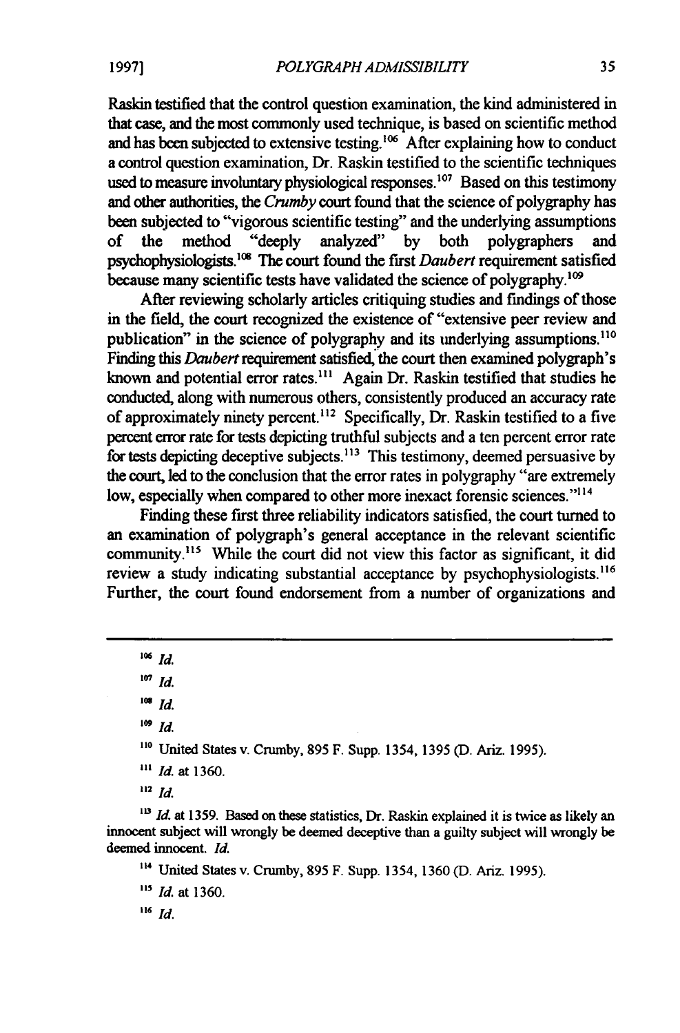Raskin testified that the control question examination, the kind administered in that case, and the most commonly used technique, is based on scientific method and has been subjected to extensive testing.[106] After explaining how to conduct a control question examination, Dr. Raskin testified to the scientific techniques used to measure involuntary physiological responses.[107] Based on this testimony and other authorities, the *Crumby* court found that the science of polygraphy has been subjected to "vigorous scientific testing" and the underlying assumptions of the method "deeply analyzed" by both polygraphers and psychophysiologists.[108] The court found the first *Daubert* requirement satisfied because many scientific tests have validated the science of polygraphy.[109]

After reviewing scholarly articles critiquing studies and findings of those in the field, the court recognized the existence of "extensive peer review and publication" in the science of polygraphy and its underlying assumptions.[110] Finding this *Daubert* requirement satisfied, the court then examined polygraph's known and potential error rates.[111] Again Dr. Raskin testified that studies he conducted, along with numerous others, consistently produced an accuracy rate of approximately ninety percent.[112] Specifically, Dr. Raskin testified to a five percent error rate for tests depicting truthful subjects and a ten percent error rate for tests depicting deceptive subjects.[113] This testimony, deemed persuasive by the court, led to the conclusion that the error rates in polygraphy "are extremely low, especially when compared to other more inexact forensic sciences."[114]

Finding these first three reliability indicators satisfied, the court turned to an examination of polygraph's general acceptance in the relevant scientific community.[115] While the court did not view this factor as significant, it did review a study indicating substantial acceptance by psychophysiologists.[116] Further, the court found endorsement from a number of organizations and

---

[106] *Id.*

[107] *Id.*

[108] *Id.*

[109] *Id.*

[110] United States v. Crumby, 895 F. Supp. 1354, 1395 (D. Ariz. 1995).

[111] *Id.* at 1360.

[112] *Id.*

[113] *Id.* at 1359. Based on these statistics, Dr. Raskin explained it is twice as likely an innocent subject will wrongly be deemed deceptive than a guilty subject will wrongly be deemed innocent. *Id.*

[114] United States v. Crumby, 895 F. Supp. 1354, 1360 (D. Ariz. 1995).

[115] *Id.* at 1360.

[116] *Id.*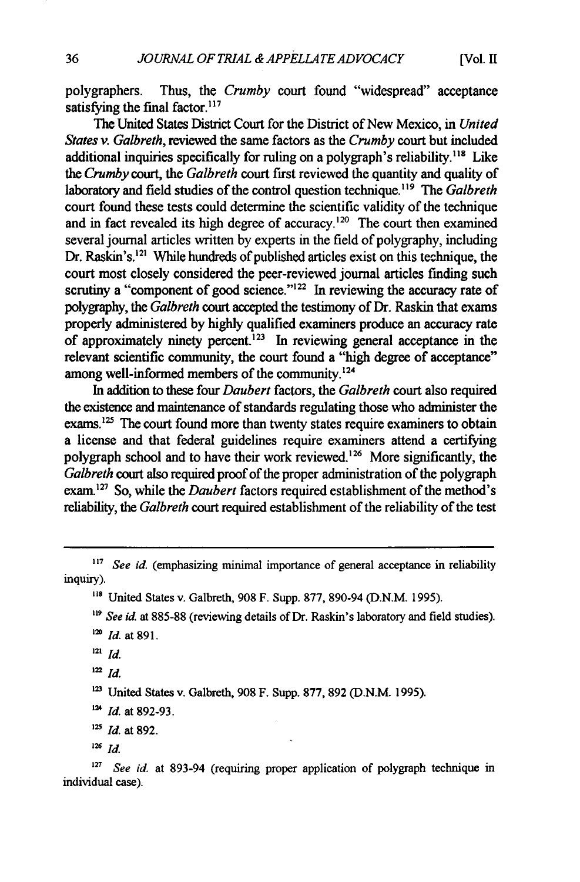polygraphers. Thus, the *Crumby* court found "widespread" acceptance satisfying the final factor.[117]

The United States District Court for the District of New Mexico, in *United States v. Galbreth*, reviewed the same factors as the *Crumby* court but included additional inquiries specifically for ruling on a polygraph's reliability.[118] Like the *Crumby* court, the *Galbreth* court first reviewed the quantity and quality of laboratory and field studies of the control question technique.[119] The *Galbreth* court found these tests could determine the scientific validity of the technique and in fact revealed its high degree of accuracy.[120] The court then examined several journal articles written by experts in the field of polygraphy, including Dr. Raskin's.[121] While hundreds of published articles exist on this technique, the court most closely considered the peer-reviewed journal articles finding such scrutiny a "component of good science."[122] In reviewing the accuracy rate of polygraphy, the *Galbreth* court accepted the testimony of Dr. Raskin that exams properly administered by highly qualified examiners produce an accuracy rate of approximately ninety percent.[123] In reviewing general acceptance in the relevant scientific community, the court found a "high degree of acceptance" among well-informed members of the community.[124]

In addition to these four *Daubert* factors, the *Galbreth* court also required the existence and maintenance of standards regulating those who administer the exams.[125] The court found more than twenty states require examiners to obtain a license and that federal guidelines require examiners attend a certifying polygraph school and to have their work reviewed.[126] More significantly, the *Galbreth* court also required proof of the proper administration of the polygraph exam.[127] So, while the *Daubert* factors required establishment of the method's reliability, the *Galbreth* court required establishment of the reliability of the test

---

[117] *See id.* (emphasizing minimal importance of general acceptance in reliability inquiry).

[118] United States v. Galbreth, 908 F. Supp. 877, 890-94 (D.N.M. 1995).

[119] *See id.* at 885-88 (reviewing details of Dr. Raskin's laboratory and field studies).

[120] *Id.* at 891.

[121] *Id.*

[122] *Id.*

[123] United States v. Galbreth, 908 F. Supp. 877, 892 (D.N.M. 1995).

[124] *Id.* at 892-93.

[125] *Id.* at 892.

[126] *Id.*

[127] *See id.* at 893-94 (requiring proper application of polygraph technique in individual case).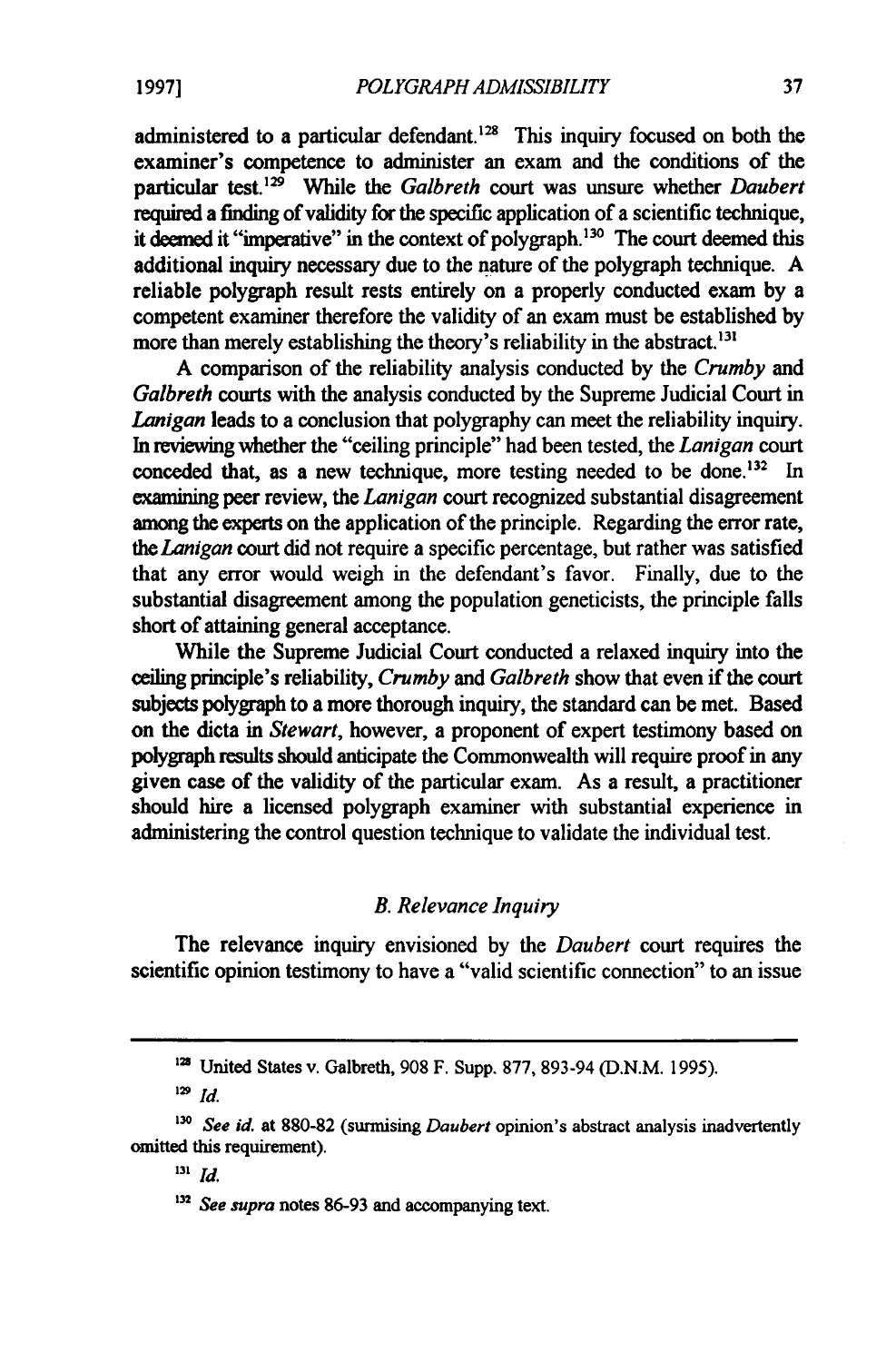administered to a particular defendant.[128] This inquiry focused on both the examiner's competence to administer an exam and the conditions of the particular test.[129] While the *Galbreth* court was unsure whether *Daubert* required a finding of validity for the specific application of a scientific technique, it deemed it "imperative" in the context of polygraph.[130] The court deemed this additional inquiry necessary due to the nature of the polygraph technique. A reliable polygraph result rests entirely on a properly conducted exam by a competent examiner therefore the validity of an exam must be established by more than merely establishing the theory's reliability in the abstract.[131]

A comparison of the reliability analysis conducted by the *Crumby* and *Galbreth* courts with the analysis conducted by the Supreme Judicial Court in *Lanigan* leads to a conclusion that polygraphy can meet the reliability inquiry. In reviewing whether the "ceiling principle" had been tested, the *Lanigan* court conceded that, as a new technique, more testing needed to be done.[132] In examining peer review, the *Lanigan* court recognized substantial disagreement among the experts on the application of the principle. Regarding the error rate, the *Lanigan* court did not require a specific percentage, but rather was satisfied that any error would weigh in the defendant's favor. Finally, due to the substantial disagreement among the population geneticists, the principle falls short of attaining general acceptance.

While the Supreme Judicial Court conducted a relaxed inquiry into the ceiling principle's reliability, *Crumby* and *Galbreth* show that even if the court subjects polygraph to a more thorough inquiry, the standard can be met. Based on the dicta in *Stewart*, however, a proponent of expert testimony based on polygraph results should anticipate the Commonwealth will require proof in any given case of the validity of the particular exam. As a result, a practitioner should hire a licensed polygraph examiner with substantial experience in administering the control question technique to validate the individual test.

### *B. Relevance Inquiry*

The relevance inquiry envisioned by the *Daubert* court requires the scientific opinion testimony to have a "valid scientific connection" to an issue

---

[128] United States v. Galbreth, 908 F. Supp. 877, 893-94 (D.N.M. 1995).

[129] *Id.*

[130] *See id.* at 880-82 (surmising *Daubert* opinion's abstract analysis inadvertently omitted this requirement).

[131] *Id.*

[132] *See supra* notes 86-93 and accompanying text.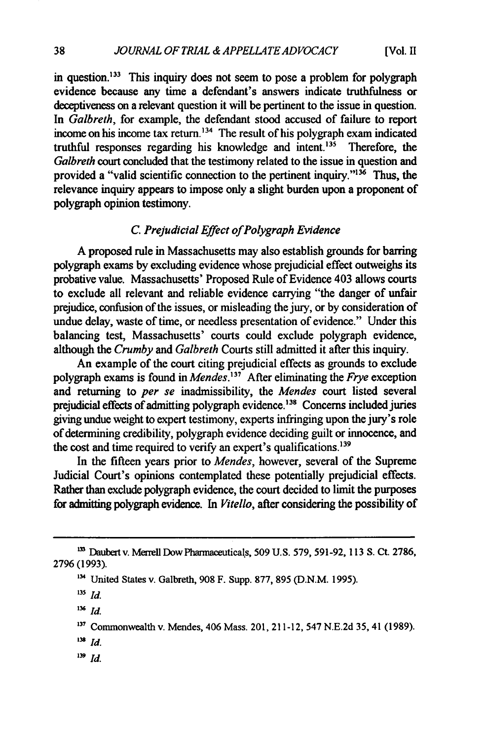in question.[133] This inquiry does not seem to pose a problem for polygraph evidence because any time a defendant's answers indicate truthfulness or deceptiveness on a relevant question it will be pertinent to the issue in question. In *Galbreth*, for example, the defendant stood accused of failure to report income on his income tax return.[134] The result of his polygraph exam indicated truthful responses regarding his knowledge and intent.[135] Therefore, the *Galbreth* court concluded that the testimony related to the issue in question and provided a "valid scientific connection to the pertinent inquiry."[136] Thus, the relevance inquiry appears to impose only a slight burden upon a proponent of polygraph opinion testimony.

### *C. Prejudicial Effect of Polygraph Evidence*

A proposed rule in Massachusetts may also establish grounds for barring polygraph exams by excluding evidence whose prejudicial effect outweighs its probative value. Massachusetts' Proposed Rule of Evidence 403 allows courts to exclude all relevant and reliable evidence carrying "the danger of unfair prejudice, confusion of the issues, or misleading the jury, or by consideration of undue delay, waste of time, or needless presentation of evidence." Under this balancing test, Massachusetts' courts could exclude polygraph evidence, although the *Crumby* and *Galbreth* Courts still admitted it after this inquiry.

An example of the court citing prejudicial effects as grounds to exclude polygraph exams is found in *Mendes*.[137] After eliminating the *Frye* exception and returning to *per se* inadmissibility, the *Mendes* court listed several prejudicial effects of admitting polygraph evidence.[138] Concerns included juries giving undue weight to expert testimony, experts infringing upon the jury's role of determining credibility, polygraph evidence deciding guilt or innocence, and the cost and time required to verify an expert's qualifications.[139]

In the fifteen years prior to *Mendes*, however, several of the Supreme Judicial Court's opinions contemplated these potentially prejudicial effects. Rather than exclude polygraph evidence, the court decided to limit the purposes for admitting polygraph evidence. In *Vitello*, after considering the possibility of

---

[133] Daubert v. Merrell Dow Pharmaceuticals, 509 U.S. 579, 591-92, 113 S. Ct. 2786, 2796 (1993).

[134] United States v. Galbreth, 908 F. Supp. 877, 895 (D.N.M. 1995).

[135] *Id.*

[136] *Id.*

[137] Commonwealth v. Mendes, 406 Mass. 201, 211-12, 547 N.E.2d 35, 41 (1989).

[138] *Id.*

[139] *Id.*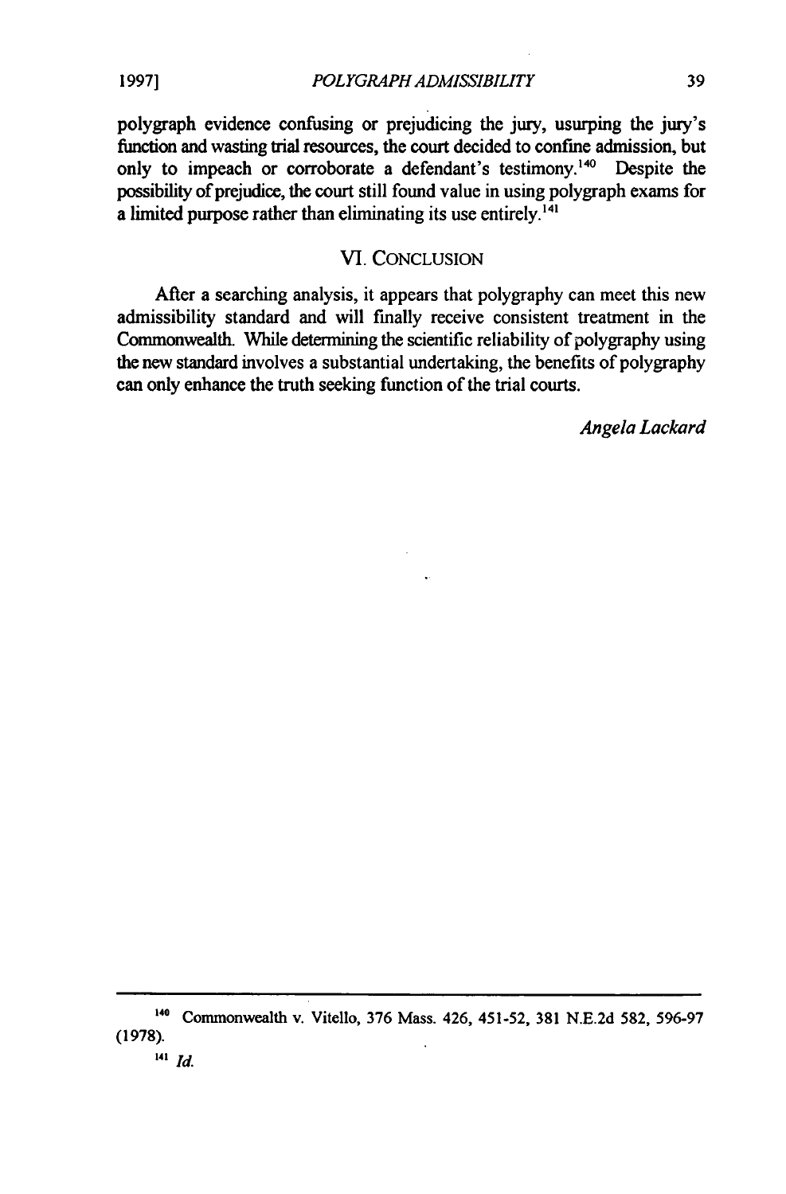polygraph evidence confusing or prejudicing the jury, usurping the jury's function and wasting trial resources, the court decided to confine admission, but only to impeach or corroborate a defendant's testimony.[140] Despite the possibility of prejudice, the court still found value in using polygraph exams for a limited purpose rather than eliminating its use entirely.[141]

## VI. CONCLUSION

After a searching analysis, it appears that polygraphy can meet this new admissibility standard and will finally receive consistent treatment in the Commonwealth. While determining the scientific reliability of polygraphy using the new standard involves a substantial undertaking, the benefits of polygraphy can only enhance the truth seeking function of the trial courts.

*Angela Lackard*

---

[140] Commonwealth v. Vitello, 376 Mass. 426, 451-52, 381 N.E.2d 582, 596-97 (1978).

[141] *Id.*